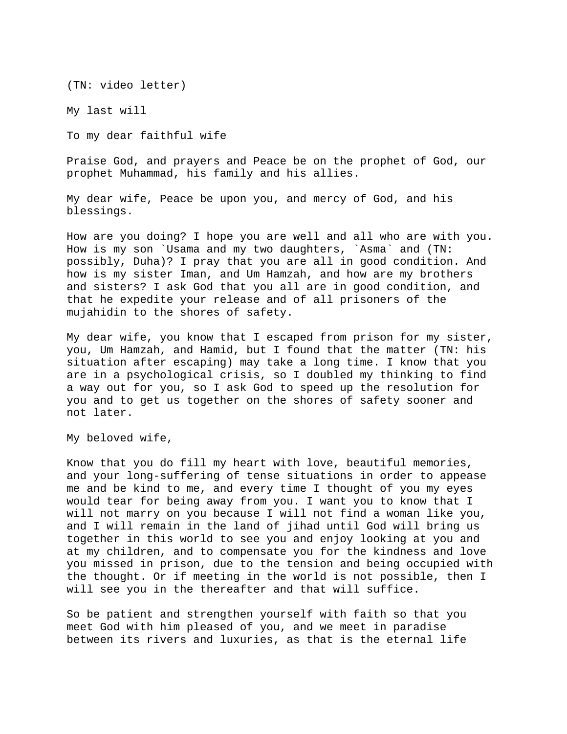(TN: video letter)

My last will

To my dear faithful wife

Praise God, and prayers and Peace be on the prophet of God, our prophet Muhammad, his family and his allies.

My dear wife, Peace be upon you, and mercy of God, and his blessings.

How are you doing? I hope you are well and all who are with you. How is my son `Usama and my two daughters, `Asma` and (TN: possibly, Duha)? I pray that you are all in good condition. And how is my sister Iman, and Um Hamzah, and how are my brothers and sisters? I ask God that you all are in good condition, and that he expedite your release and of all prisoners of the mujahidin to the shores of safety.

My dear wife, you know that I escaped from prison for my sister, you, Um Hamzah, and Hamid, but I found that the matter (TN: his situation after escaping) may take a long time. I know that you are in a psychological crisis, so I doubled my thinking to find a way out for you, so I ask God to speed up the resolution for you and to get us together on the shores of safety sooner and not later.

My beloved wife,

Know that you do fill my heart with love, beautiful memories, and your long-suffering of tense situations in order to appease me and be kind to me, and every time I thought of you my eyes would tear for being away from you. I want you to know that I will not marry on you because I will not find a woman like you, and I will remain in the land of jihad until God will bring us together in this world to see you and enjoy looking at you and at my children, and to compensate you for the kindness and love you missed in prison, due to the tension and being occupied with the thought. Or if meeting in the world is not possible, then I will see you in the thereafter and that will suffice.

So be patient and strengthen yourself with faith so that you meet God with him pleased of you, and we meet in paradise between its rivers and luxuries, as that is the eternal life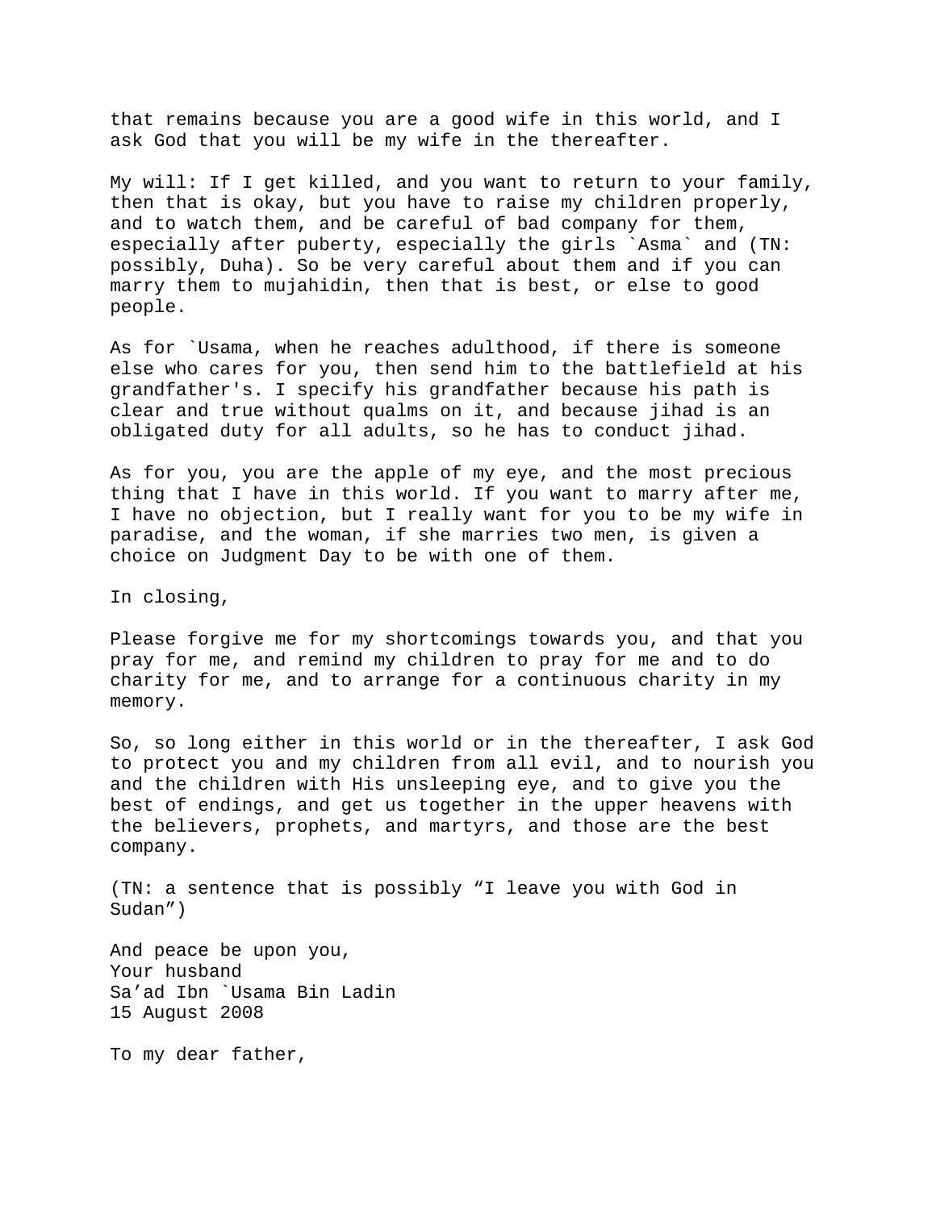that remains because you are a good wife in this world, and I ask God that you will be my wife in the thereafter.

My will: If I get killed, and you want to return to your family, then that is okay, but you have to raise my children properly, and to watch them, and be careful of bad company for them, especially after puberty, especially the girls `Asma` and (TN: possibly, Duha). So be very careful about them and if you can marry them to mujahidin, then that is best, or else to good people.

As for `Usama, when he reaches adulthood, if there is someone else who cares for you, then send him to the battlefield at his grandfather's. I specify his grandfather because his path is clear and true without qualms on it, and because jihad is an obligated duty for all adults, so he has to conduct jihad.

As for you, you are the apple of my eye, and the most precious thing that I have in this world. If you want to marry after me, I have no objection, but I really want for you to be my wife in paradise, and the woman, if she marries two men, is given a choice on Judgment Day to be with one of them.

In closing,

Please forgive me for my shortcomings towards you, and that you pray for me, and remind my children to pray for me and to do charity for me, and to arrange for a continuous charity in my memory.

So, so long either in this world or in the thereafter, I ask God to protect you and my children from all evil, and to nourish you and the children with His unsleeping eye, and to give you the best of endings, and get us together in the upper heavens with the believers, prophets, and martyrs, and those are the best company.

(TN: a sentence that is possibly “I leave you with God in Sudan”)

And peace be upon you,
Your husband
Sa’ad Ibn `Usama Bin Ladin
15 August 2008

To my dear father,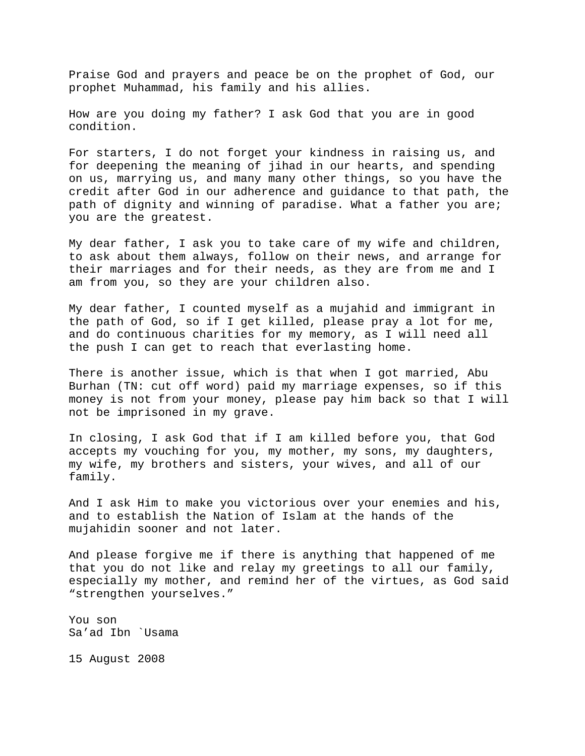Praise God and prayers and peace be on the prophet of God, our prophet Muhammad, his family and his allies.

How are you doing my father? I ask God that you are in good condition.

For starters, I do not forget your kindness in raising us, and for deepening the meaning of jihad in our hearts, and spending on us, marrying us, and many many other things, so you have the credit after God in our adherence and guidance to that path, the path of dignity and winning of paradise. What a father you are; you are the greatest.

My dear father, I ask you to take care of my wife and children, to ask about them always, follow on their news, and arrange for their marriages and for their needs, as they are from me and I am from you, so they are your children also.

My dear father, I counted myself as a mujahid and immigrant in the path of God, so if I get killed, please pray a lot for me, and do continuous charities for my memory, as I will need all the push I can get to reach that everlasting home.

There is another issue, which is that when I got married, Abu Burhan (TN: cut off word) paid my marriage expenses, so if this money is not from your money, please pay him back so that I will not be imprisoned in my grave.

In closing, I ask God that if I am killed before you, that God accepts my vouching for you, my mother, my sons, my daughters, my wife, my brothers and sisters, your wives, and all of our family.

And I ask Him to make you victorious over your enemies and his, and to establish the Nation of Islam at the hands of the mujahidin sooner and not later.

And please forgive me if there is anything that happened of me that you do not like and relay my greetings to all our family, especially my mother, and remind her of the virtues, as God said "strengthen yourselves."

You son
Sa'ad Ibn `Usama

15 August 2008